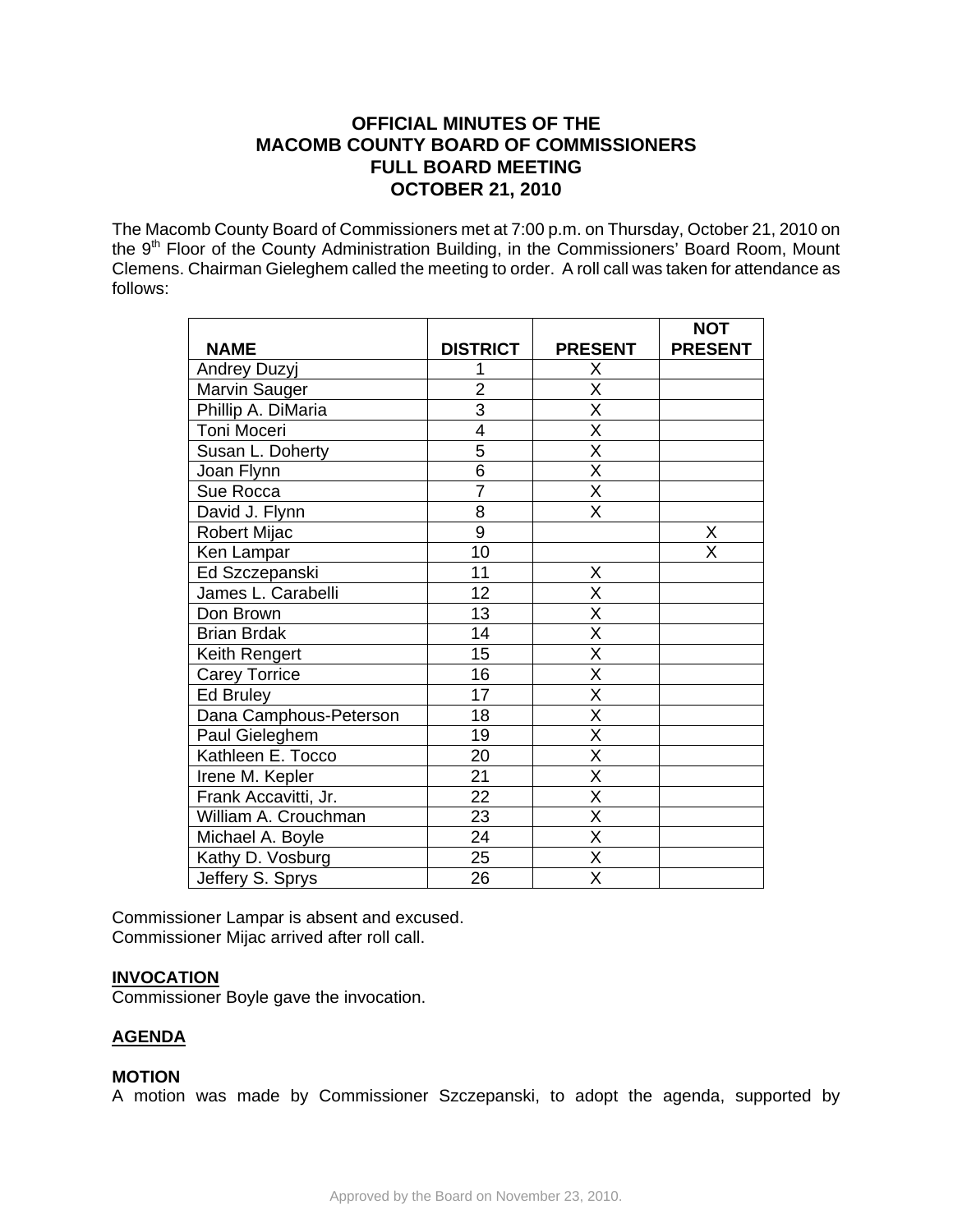# OFFICIAL MINUTES OF THE MACOMB COUNTY BOARD OF COMMISSIONERS FULL BOARD MEETING OCTOBER 21, 2010

The Macomb County Board of Commissioners met at 7:00 p.m. on Thursday, October 21, 2010 on the 9th Floor of the County Administration Building, in the Commissioners' Board Room, Mount Clemens. Chairman Gieleghem called the meeting to order. A roll call was taken for attendance as follows:

| NAME | DISTRICT | PRESENT | NOT PRESENT |
|---|---|---|---|
| Andrey Duzyj | 1 | X | |
| Marvin Sauger | 2 | X | |
| Phillip A. DiMaria | 3 | X | |
| Toni Moceri | 4 | X | |
| Susan L. Doherty | 5 | X | |
| Joan Flynn | 6 | X | |
| Sue Rocca | 7 | X | |
| David J. Flynn | 8 | X | |
| Robert Mijac | 9 | | X |
| Ken Lampar | 10 | | X |
| Ed Szczepanski | 11 | X | |
| James L. Carabelli | 12 | X | |
| Don Brown | 13 | X | |
| Brian Brdak | 14 | X | |
| Keith Rengert | 15 | X | |
| Carey Torrice | 16 | X | |
| Ed Bruley | 17 | X | |
| Dana Camphous-Peterson | 18 | X | |
| Paul Gieleghem | 19 | X | |
| Kathleen E. Tocco | 20 | X | |
| Irene M. Kepler | 21 | X | |
| Frank Accavitti, Jr. | 22 | X | |
| William A. Crouchman | 23 | X | |
| Michael A. Boyle | 24 | X | |
| Kathy D. Vosburg | 25 | X | |
| Jeffery S. Sprys | 26 | X | |

Commissioner Lampar is absent and excused.
Commissioner Mijac arrived after roll call.

**INVOCATION**

Commissioner Boyle gave the invocation.

**AGENDA**

**MOTION**

A motion was made by Commissioner Szczepanski, to adopt the agenda, supported by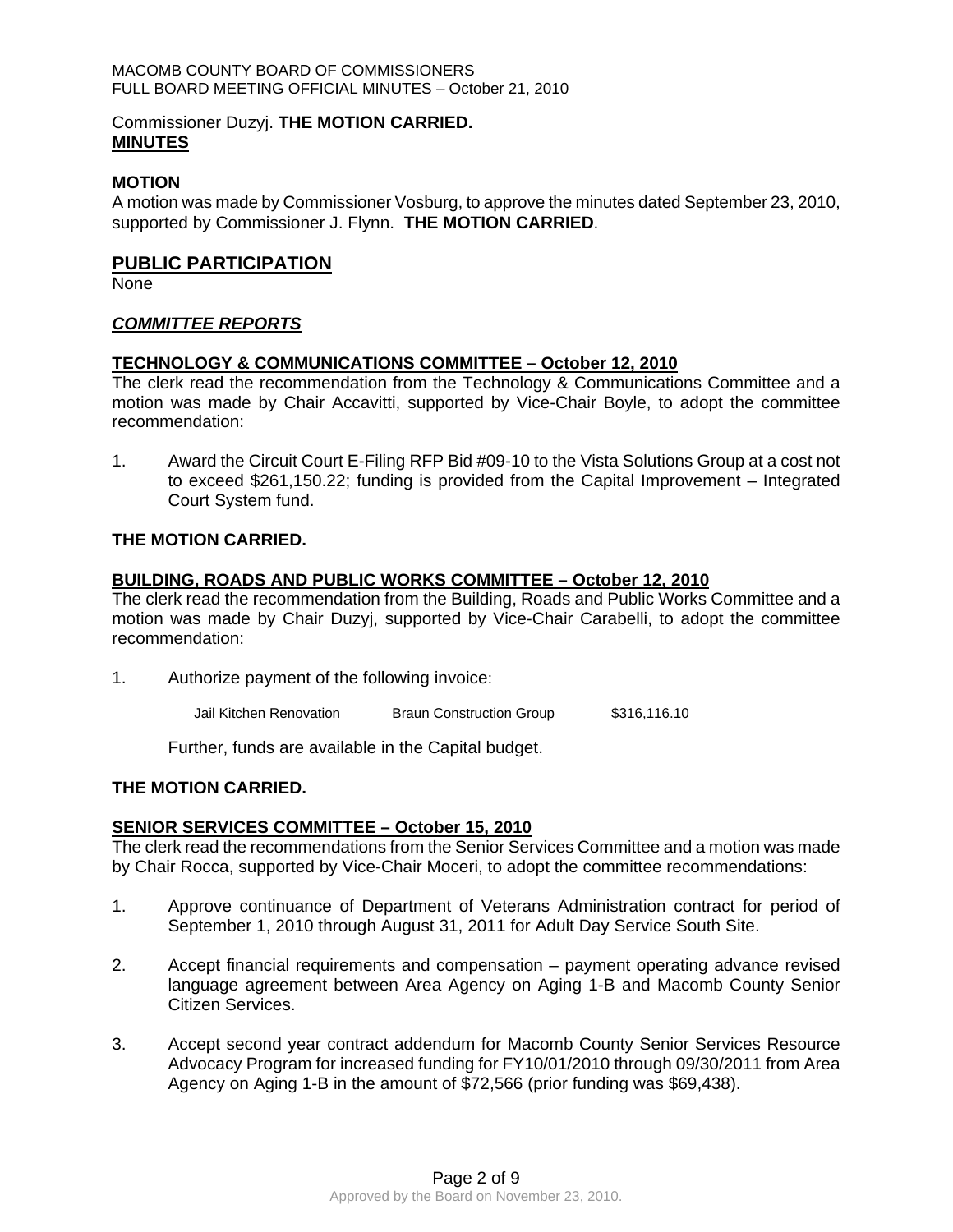Commissioner Duzyj. **THE MOTION CARRIED.**

**MINUTES**

**MOTION**

A motion was made by Commissioner Vosburg, to approve the minutes dated September 23, 2010, supported by Commissioner J. Flynn. **THE MOTION CARRIED**.

## PUBLIC PARTICIPATION

None

***COMMITTEE REPORTS***

**TECHNOLOGY & COMMUNICATIONS COMMITTEE – October 12, 2010**

The clerk read the recommendation from the Technology & Communications Committee and a motion was made by Chair Accavitti, supported by Vice-Chair Boyle, to adopt the committee recommendation:

1. Award the Circuit Court E-Filing RFP Bid #09-10 to the Vista Solutions Group at a cost not to exceed $261,150.22; funding is provided from the Capital Improvement – Integrated Court System fund.

**THE MOTION CARRIED.**

**BUILDING, ROADS AND PUBLIC WORKS COMMITTEE – October 12, 2010**

The clerk read the recommendation from the Building, Roads and Public Works Committee and a motion was made by Chair Duzyj, supported by Vice-Chair Carabelli, to adopt the committee recommendation:

1. Authorize payment of the following invoice:

   | | | |
   |---|---|---|
   | Jail Kitchen Renovation | Braun Construction Group | $316,116.10 |

   Further, funds are available in the Capital budget.

**THE MOTION CARRIED.**

**SENIOR SERVICES COMMITTEE – October 15, 2010**

The clerk read the recommendations from the Senior Services Committee and a motion was made by Chair Rocca, supported by Vice-Chair Moceri, to adopt the committee recommendations:

1. Approve continuance of Department of Veterans Administration contract for period of September 1, 2010 through August 31, 2011 for Adult Day Service South Site.

2. Accept financial requirements and compensation – payment operating advance revised language agreement between Area Agency on Aging 1-B and Macomb County Senior Citizen Services.

3. Accept second year contract addendum for Macomb County Senior Services Resource Advocacy Program for increased funding for FY10/01/2010 through 09/30/2011 from Area Agency on Aging 1-B in the amount of $72,566 (prior funding was $69,438).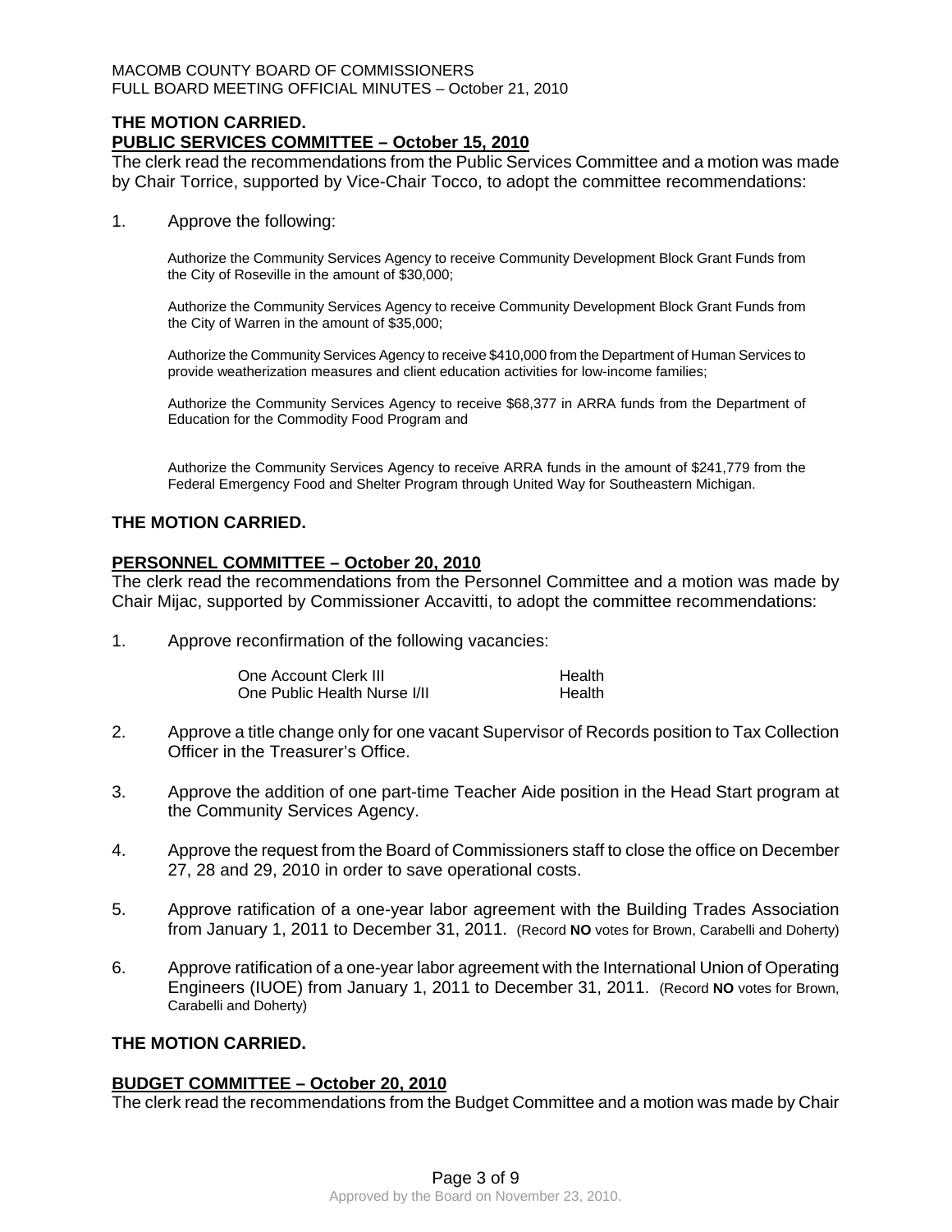**THE MOTION CARRIED.**

**PUBLIC SERVICES COMMITTEE – October 15, 2010**

The clerk read the recommendations from the Public Services Committee and a motion was made by Chair Torrice, supported by Vice-Chair Tocco, to adopt the committee recommendations:

1. Approve the following:

   Authorize the Community Services Agency to receive Community Development Block Grant Funds from the City of Roseville in the amount of $30,000;

   Authorize the Community Services Agency to receive Community Development Block Grant Funds from the City of Warren in the amount of $35,000;

   Authorize the Community Services Agency to receive $410,000 from the Department of Human Services to provide weatherization measures and client education activities for low-income families;

   Authorize the Community Services Agency to receive $68,377 in ARRA funds from the Department of Education for the Commodity Food Program and

   Authorize the Community Services Agency to receive ARRA funds in the amount of $241,779 from the Federal Emergency Food and Shelter Program through United Way for Southeastern Michigan.

**THE MOTION CARRIED.**

**PERSONNEL COMMITTEE – October 20, 2010**

The clerk read the recommendations from the Personnel Committee and a motion was made by Chair Mijac, supported by Commissioner Accavitti, to adopt the committee recommendations:

1. Approve reconfirmation of the following vacancies:

| | |
|---|---|
| One Account Clerk III | Health |
| One Public Health Nurse I/II | Health |

2. Approve a title change only for one vacant Supervisor of Records position to Tax Collection Officer in the Treasurer's Office.

3. Approve the addition of one part-time Teacher Aide position in the Head Start program at the Community Services Agency.

4. Approve the request from the Board of Commissioners staff to close the office on December 27, 28 and 29, 2010 in order to save operational costs.

5. Approve ratification of a one-year labor agreement with the Building Trades Association from January 1, 2011 to December 31, 2011. (Record **NO** votes for Brown, Carabelli and Doherty)

6. Approve ratification of a one-year labor agreement with the International Union of Operating Engineers (IUOE) from January 1, 2011 to December 31, 2011. (Record **NO** votes for Brown, Carabelli and Doherty)

**THE MOTION CARRIED.**

**BUDGET COMMITTEE – October 20, 2010**

The clerk read the recommendations from the Budget Committee and a motion was made by Chair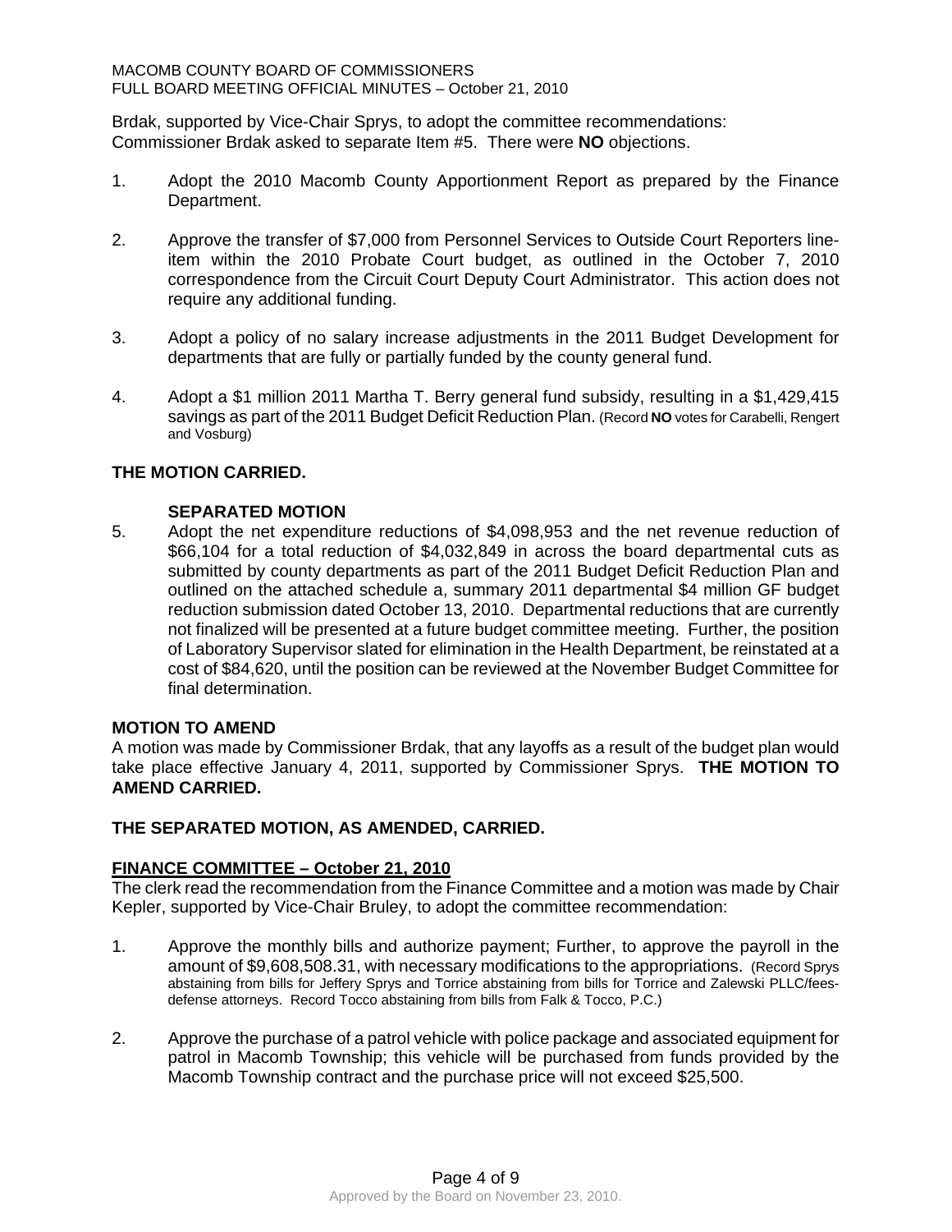Brdak, supported by Vice-Chair Sprys, to adopt the committee recommendations:
Commissioner Brdak asked to separate Item #5. There were **NO** objections.

1. Adopt the 2010 Macomb County Apportionment Report as prepared by the Finance Department.

2. Approve the transfer of $7,000 from Personnel Services to Outside Court Reporters line-item within the 2010 Probate Court budget, as outlined in the October 7, 2010 correspondence from the Circuit Court Deputy Court Administrator. This action does not require any additional funding.

3. Adopt a policy of no salary increase adjustments in the 2011 Budget Development for departments that are fully or partially funded by the county general fund.

4. Adopt a $1 million 2011 Martha T. Berry general fund subsidy, resulting in a $1,429,415 savings as part of the 2011 Budget Deficit Reduction Plan. (Record **NO** votes for Carabelli, Rengert and Vosburg)

**THE MOTION CARRIED.**

**SEPARATED MOTION**

5. Adopt the net expenditure reductions of $4,098,953 and the net revenue reduction of $66,104 for a total reduction of $4,032,849 in across the board departmental cuts as submitted by county departments as part of the 2011 Budget Deficit Reduction Plan and outlined on the attached schedule a, summary 2011 departmental $4 million GF budget reduction submission dated October 13, 2010. Departmental reductions that are currently not finalized will be presented at a future budget committee meeting. Further, the position of Laboratory Supervisor slated for elimination in the Health Department, be reinstated at a cost of $84,620, until the position can be reviewed at the November Budget Committee for final determination.

**MOTION TO AMEND**

A motion was made by Commissioner Brdak, that any layoffs as a result of the budget plan would take place effective January 4, 2011, supported by Commissioner Sprys. **THE MOTION TO AMEND CARRIED.**

**THE SEPARATED MOTION, AS AMENDED, CARRIED.**

**FINANCE COMMITTEE – October 21, 2010**

The clerk read the recommendation from the Finance Committee and a motion was made by Chair Kepler, supported by Vice-Chair Bruley, to adopt the committee recommendation:

1. Approve the monthly bills and authorize payment; Further, to approve the payroll in the amount of $9,608,508.31, with necessary modifications to the appropriations. (Record Sprys abstaining from bills for Jeffery Sprys and Torrice abstaining from bills for Torrice and Zalewski PLLC/fees-defense attorneys. Record Tocco abstaining from bills from Falk & Tocco, P.C.)

2. Approve the purchase of a patrol vehicle with police package and associated equipment for patrol in Macomb Township; this vehicle will be purchased from funds provided by the Macomb Township contract and the purchase price will not exceed $25,500.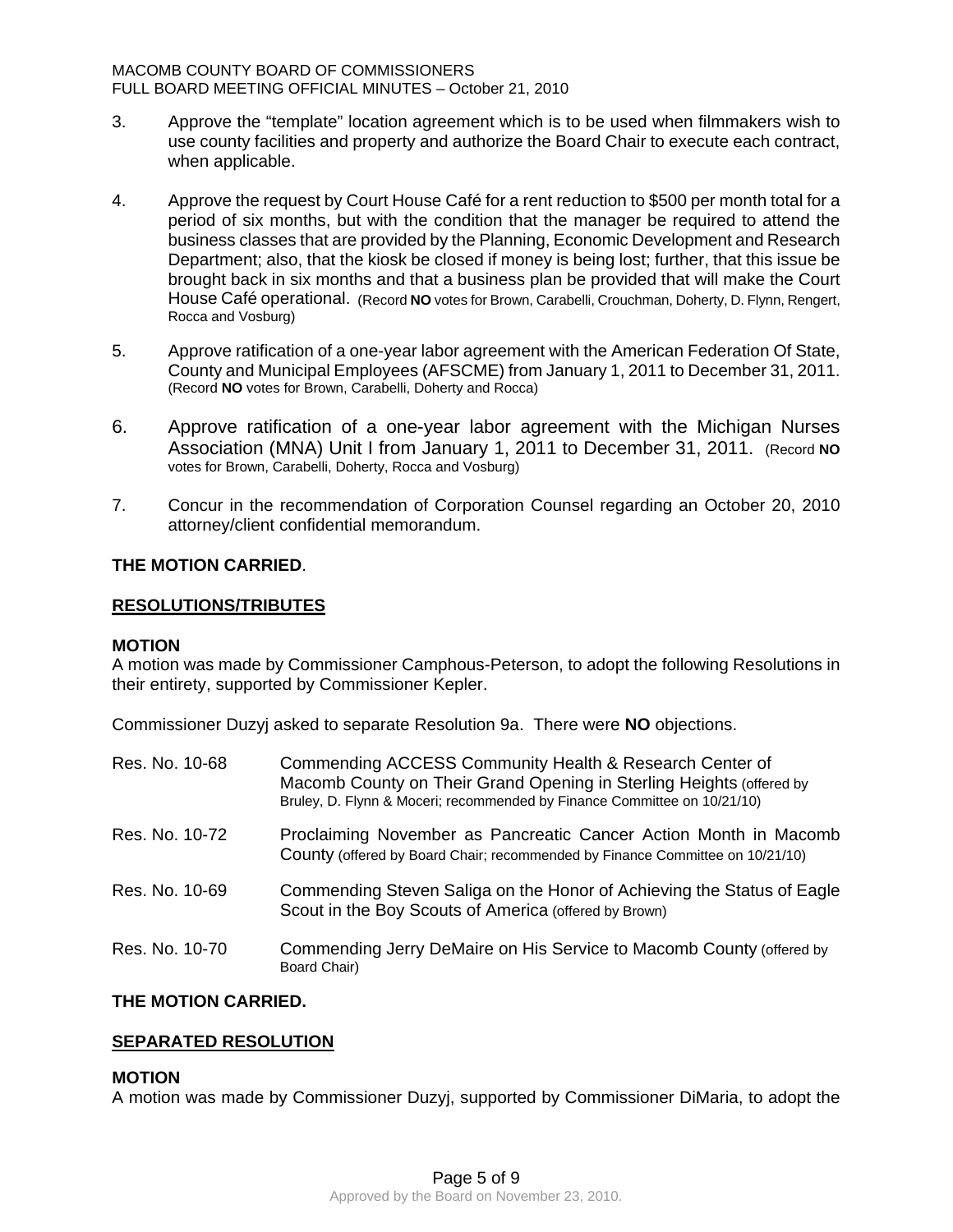3. Approve the "template" location agreement which is to be used when filmmakers wish to use county facilities and property and authorize the Board Chair to execute each contract, when applicable.

4. Approve the request by Court House Café for a rent reduction to $500 per month total for a period of six months, but with the condition that the manager be required to attend the business classes that are provided by the Planning, Economic Development and Research Department; also, that the kiosk be closed if money is being lost; further, that this issue be brought back in six months and that a business plan be provided that will make the Court House Café operational. (Record **NO** votes for Brown, Carabelli, Crouchman, Doherty, D. Flynn, Rengert, Rocca and Vosburg)

5. Approve ratification of a one-year labor agreement with the American Federation Of State, County and Municipal Employees (AFSCME) from January 1, 2011 to December 31, 2011. (Record **NO** votes for Brown, Carabelli, Doherty and Rocca)

6. Approve ratification of a one-year labor agreement with the Michigan Nurses Association (MNA) Unit I from January 1, 2011 to December 31, 2011. (Record **NO** votes for Brown, Carabelli, Doherty, Rocca and Vosburg)

7. Concur in the recommendation of Corporation Counsel regarding an October 20, 2010 attorney/client confidential memorandum.

**THE MOTION CARRIED**.

**RESOLUTIONS/TRIBUTES**

**MOTION**

A motion was made by Commissioner Camphous-Peterson, to adopt the following Resolutions in their entirety, supported by Commissioner Kepler.

Commissioner Duzyj asked to separate Resolution 9a. There were **NO** objections.

| | |
|---|---|
| Res. No. 10-68 | Commending ACCESS Community Health & Research Center of Macomb County on Their Grand Opening in Sterling Heights (offered by Bruley, D. Flynn & Moceri; recommended by Finance Committee on 10/21/10) |
| Res. No. 10-72 | Proclaiming November as Pancreatic Cancer Action Month in Macomb County (offered by Board Chair; recommended by Finance Committee on 10/21/10) |
| Res. No. 10-69 | Commending Steven Saliga on the Honor of Achieving the Status of Eagle Scout in the Boy Scouts of America (offered by Brown) |
| Res. No. 10-70 | Commending Jerry DeMaire on His Service to Macomb County (offered by Board Chair) |

**THE MOTION CARRIED.**

**SEPARATED RESOLUTION**

**MOTION**

A motion was made by Commissioner Duzyj, supported by Commissioner DiMaria, to adopt the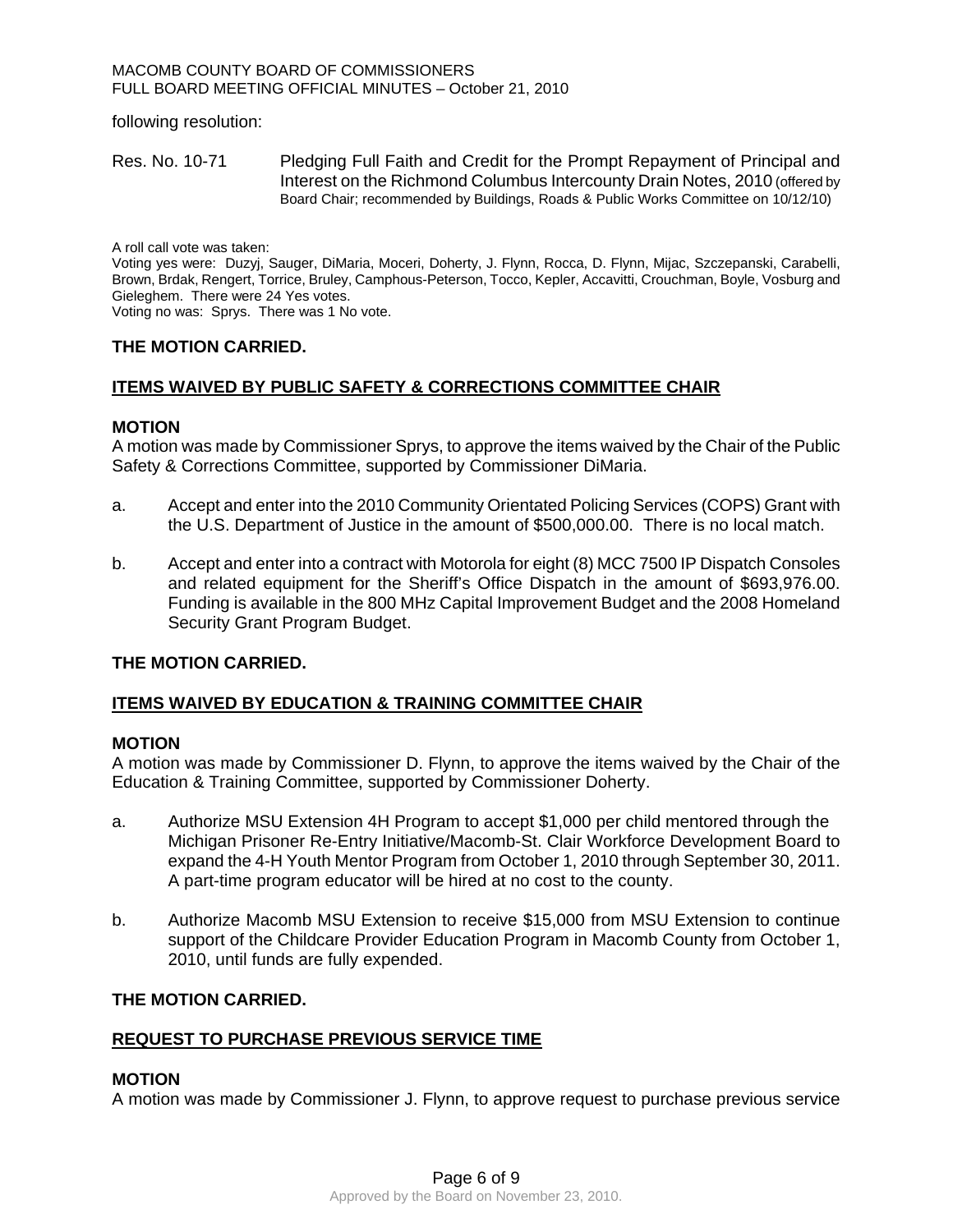following resolution:

Res. No. 10-71 Pledging Full Faith and Credit for the Prompt Repayment of Principal and Interest on the Richmond Columbus Intercounty Drain Notes, 2010 (offered by Board Chair; recommended by Buildings, Roads & Public Works Committee on 10/12/10)

A roll call vote was taken:
Voting yes were: Duzyj, Sauger, DiMaria, Moceri, Doherty, J. Flynn, Rocca, D. Flynn, Mijac, Szczepanski, Carabelli, Brown, Brdak, Rengert, Torrice, Bruley, Camphous-Peterson, Tocco, Kepler, Accavitti, Crouchman, Boyle, Vosburg and Gieleghem. There were 24 Yes votes.
Voting no was: Sprys. There was 1 No vote.

**THE MOTION CARRIED.**

**ITEMS WAIVED BY PUBLIC SAFETY & CORRECTIONS COMMITTEE CHAIR**

**MOTION**

A motion was made by Commissioner Sprys, to approve the items waived by the Chair of the Public Safety & Corrections Committee, supported by Commissioner DiMaria.

a. Accept and enter into the 2010 Community Orientated Policing Services (COPS) Grant with the U.S. Department of Justice in the amount of $500,000.00. There is no local match.

b. Accept and enter into a contract with Motorola for eight (8) MCC 7500 IP Dispatch Consoles and related equipment for the Sheriff's Office Dispatch in the amount of $693,976.00. Funding is available in the 800 MHz Capital Improvement Budget and the 2008 Homeland Security Grant Program Budget.

**THE MOTION CARRIED.**

**ITEMS WAIVED BY EDUCATION & TRAINING COMMITTEE CHAIR**

**MOTION**

A motion was made by Commissioner D. Flynn, to approve the items waived by the Chair of the Education & Training Committee, supported by Commissioner Doherty.

a. Authorize MSU Extension 4H Program to accept $1,000 per child mentored through the Michigan Prisoner Re-Entry Initiative/Macomb-St. Clair Workforce Development Board to expand the 4-H Youth Mentor Program from October 1, 2010 through September 30, 2011. A part-time program educator will be hired at no cost to the county.

b. Authorize Macomb MSU Extension to receive $15,000 from MSU Extension to continue support of the Childcare Provider Education Program in Macomb County from October 1, 2010, until funds are fully expended.

**THE MOTION CARRIED.**

**REQUEST TO PURCHASE PREVIOUS SERVICE TIME**

**MOTION**

A motion was made by Commissioner J. Flynn, to approve request to purchase previous service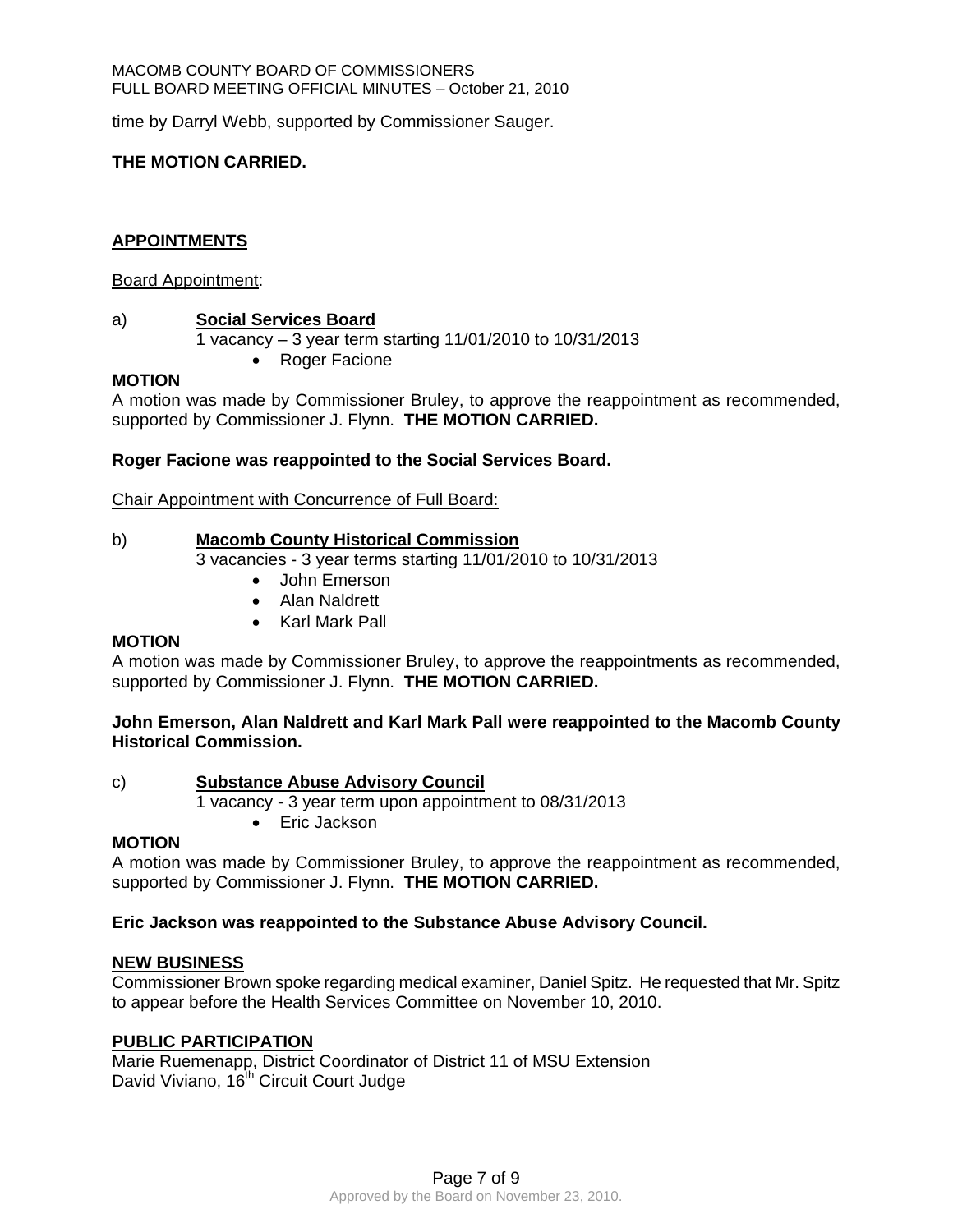time by Darryl Webb, supported by Commissioner Sauger.

**THE MOTION CARRIED.**

## APPOINTMENTS

Board Appointment:

a) **Social Services Board**
1 vacancy – 3 year term starting 11/01/2010 to 10/31/2013
- Roger Facione

**MOTION**
A motion was made by Commissioner Bruley, to approve the reappointment as recommended, supported by Commissioner J. Flynn. **THE MOTION CARRIED.**

**Roger Facione was reappointed to the Social Services Board.**

Chair Appointment with Concurrence of Full Board:

b) **Macomb County Historical Commission**
3 vacancies - 3 year terms starting 11/01/2010 to 10/31/2013
- John Emerson
- Alan Naldrett
- Karl Mark Pall

**MOTION**
A motion was made by Commissioner Bruley, to approve the reappointments as recommended, supported by Commissioner J. Flynn. **THE MOTION CARRIED.**

**John Emerson, Alan Naldrett and Karl Mark Pall were reappointed to the Macomb County Historical Commission.**

c) **Substance Abuse Advisory Council**
1 vacancy - 3 year term upon appointment to 08/31/2013
- Eric Jackson

**MOTION**
A motion was made by Commissioner Bruley, to approve the reappointment as recommended, supported by Commissioner J. Flynn. **THE MOTION CARRIED.**

**Eric Jackson was reappointed to the Substance Abuse Advisory Council.**

## NEW BUSINESS
Commissioner Brown spoke regarding medical examiner, Daniel Spitz. He requested that Mr. Spitz to appear before the Health Services Committee on November 10, 2010.

## PUBLIC PARTICIPATION
Marie Ruemenapp, District Coordinator of District 11 of MSU Extension
David Viviano, 16th Circuit Court Judge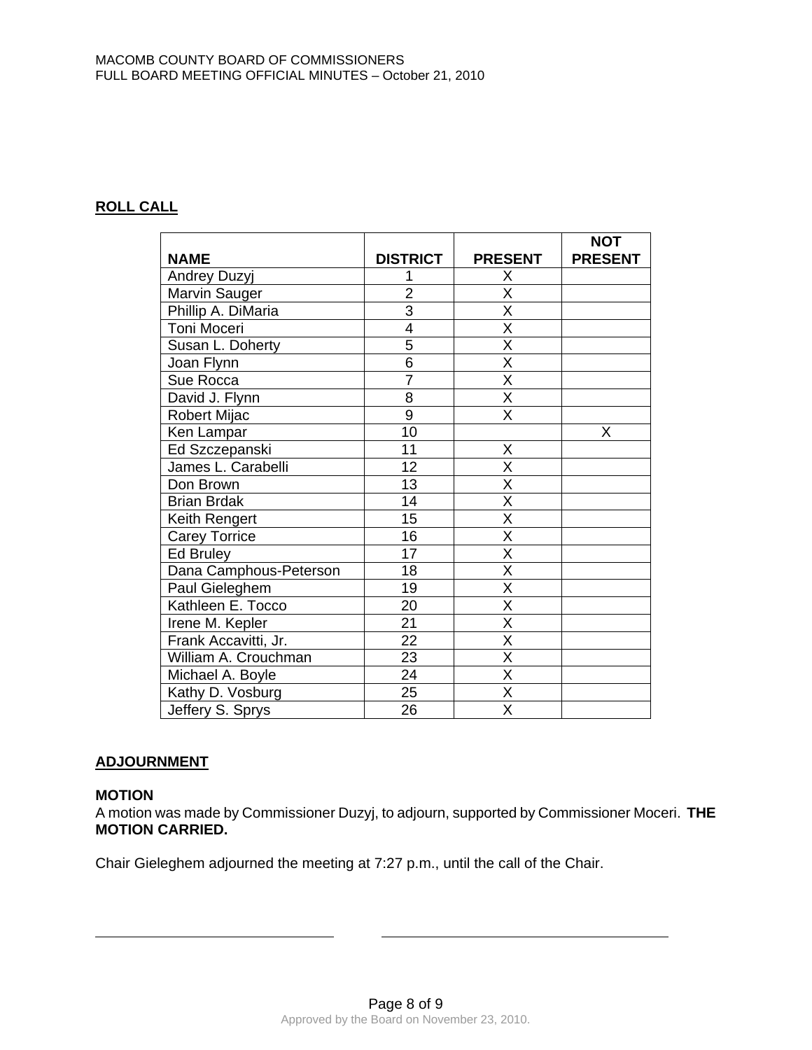**ROLL CALL**

| NAME | DISTRICT | PRESENT | NOT PRESENT |
|---|---|---|---|
| Andrey Duzyj | 1 | X | |
| Marvin Sauger | 2 | X | |
| Phillip A. DiMaria | 3 | X | |
| Toni Moceri | 4 | X | |
| Susan L. Doherty | 5 | X | |
| Joan Flynn | 6 | X | |
| Sue Rocca | 7 | X | |
| David J. Flynn | 8 | X | |
| Robert Mijac | 9 | X | |
| Ken Lampar | 10 | | X |
| Ed Szczepanski | 11 | X | |
| James L. Carabelli | 12 | X | |
| Don Brown | 13 | X | |
| Brian Brdak | 14 | X | |
| Keith Rengert | 15 | X | |
| Carey Torrice | 16 | X | |
| Ed Bruley | 17 | X | |
| Dana Camphous-Peterson | 18 | X | |
| Paul Gieleghem | 19 | X | |
| Kathleen E. Tocco | 20 | X | |
| Irene M. Kepler | 21 | X | |
| Frank Accavitti, Jr. | 22 | X | |
| William A. Crouchman | 23 | X | |
| Michael A. Boyle | 24 | X | |
| Kathy D. Vosburg | 25 | X | |
| Jeffery S. Sprys | 26 | X | |

**ADJOURNMENT**

**MOTION**

A motion was made by Commissioner Duzyj, to adjourn, supported by Commissioner Moceri. **THE MOTION CARRIED.**

Chair Gieleghem adjourned the meeting at 7:27 p.m., until the call of the Chair.

Approved by the Board on November 23, 2010.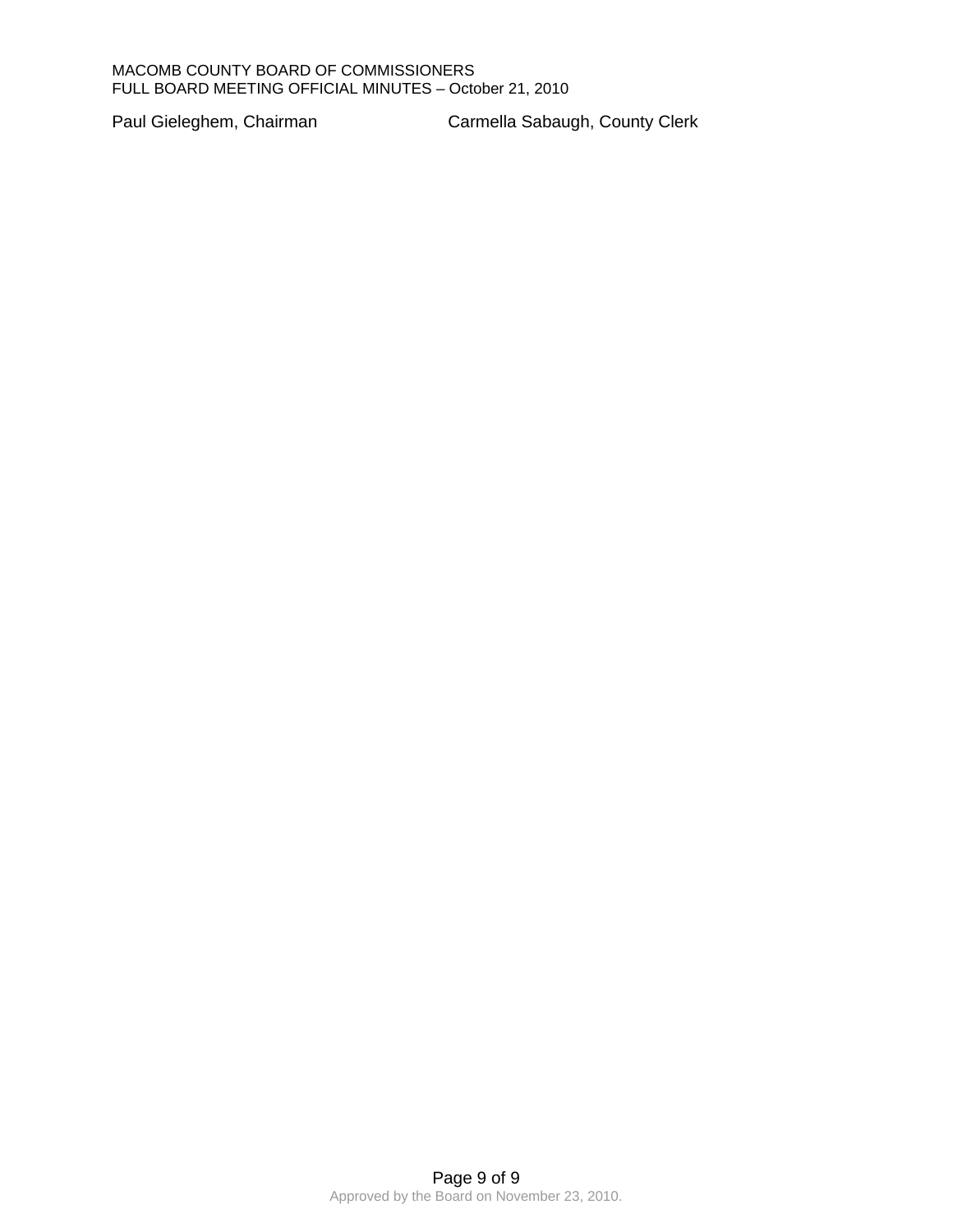Paul Gieleghem, Chairman Carmella Sabaugh, County Clerk

Approved by the Board on November 23, 2010.